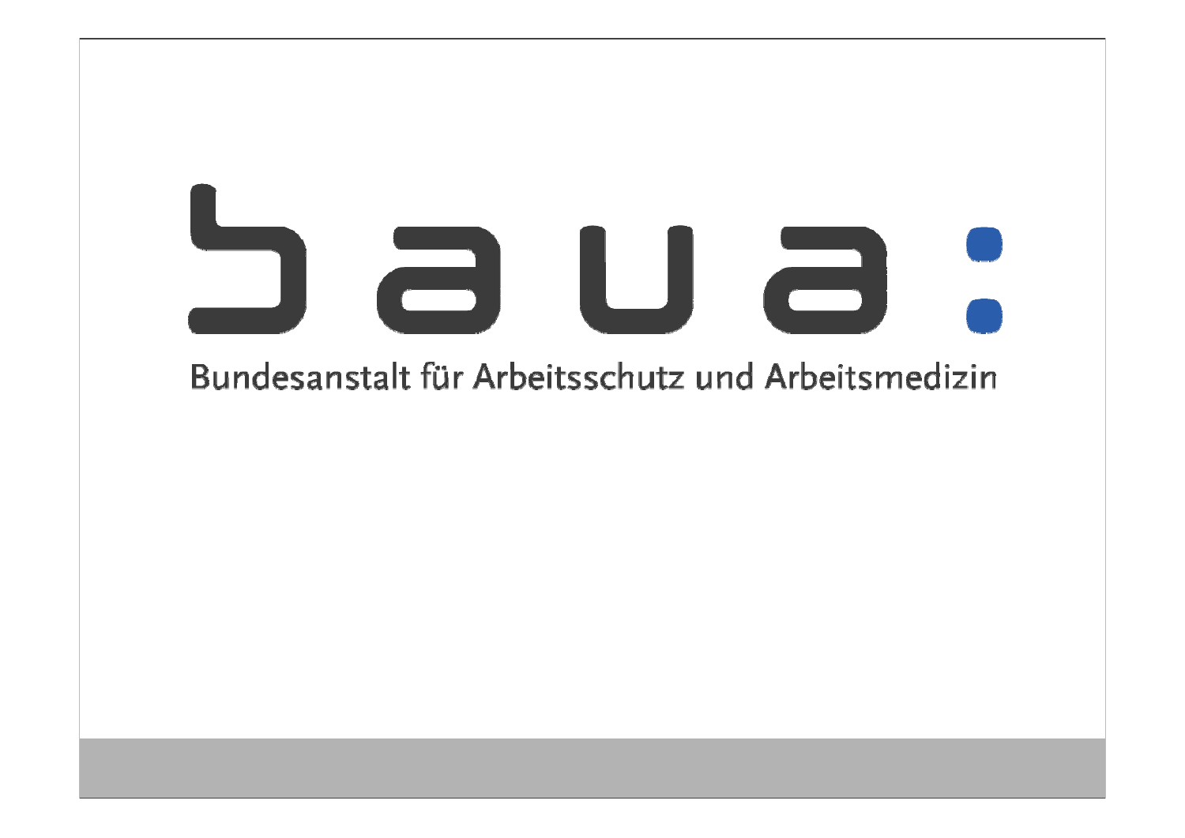# baua:

Bundesanstalt für Arbeitsschutz und Arbeitsmedizin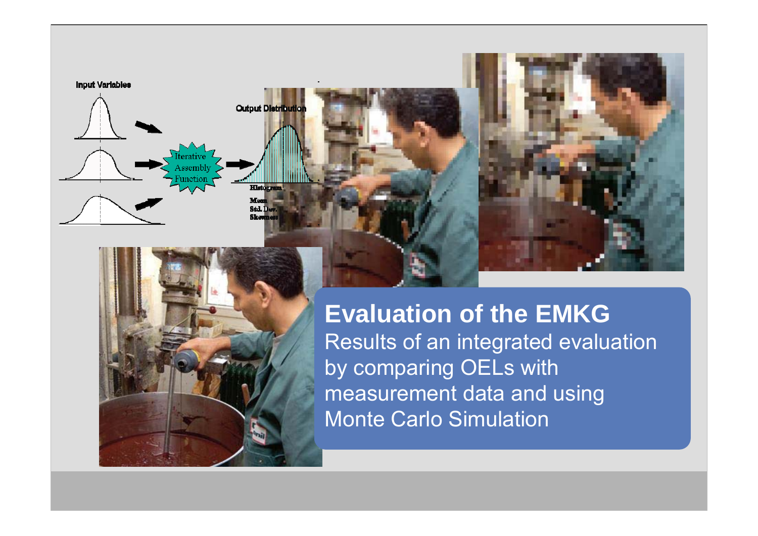## Evaluation of the EMKG

Results of an integrated evaluation by comparing OELs with measurement data and using Monte Carlo Simulation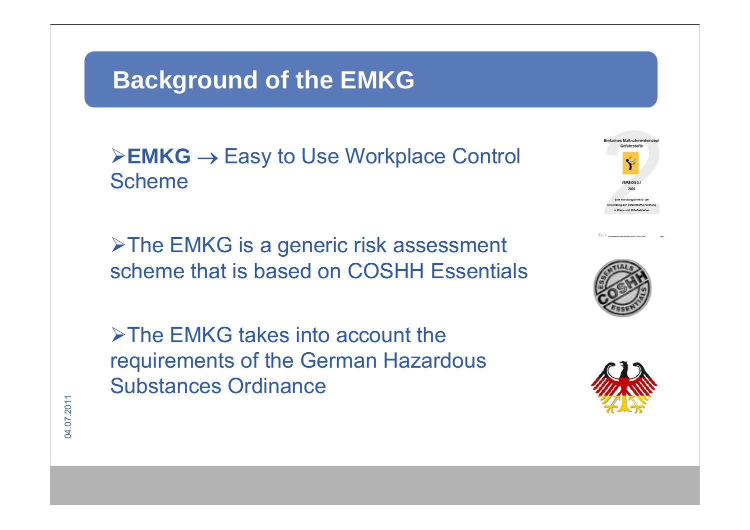## Background of the EMKG

- **EMKG** → Easy to Use Workplace Control Scheme

- The EMKG is a generic risk assessment scheme that is based on COSHH Essentials

- The EMKG takes into account the requirements of the German Hazardous Substances Ordinance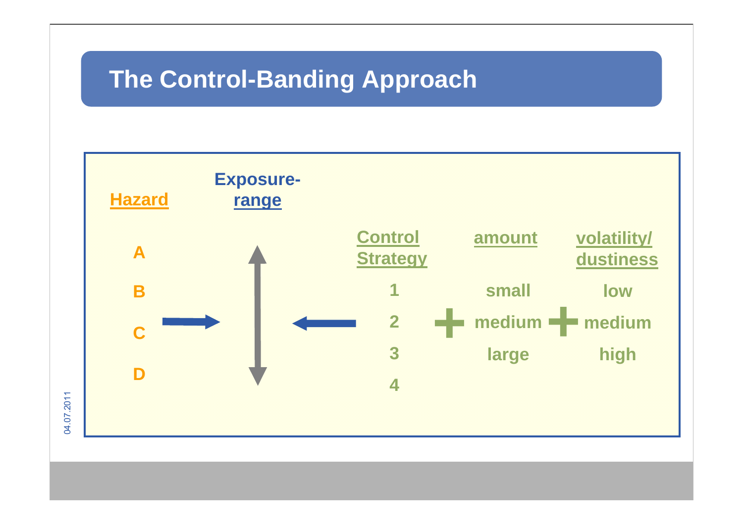# The Control-Banding Approach

| Hazard | Exposure-range | Control Strategy | | amount | | volatility/ dustiness |
|---|---|---|---|---|---|---|
| A | | 1 | | small | | low |
| B | | 2 | + | medium | + | medium |
| C | | 3 | | large | | high |
| D | | 4 | | | | |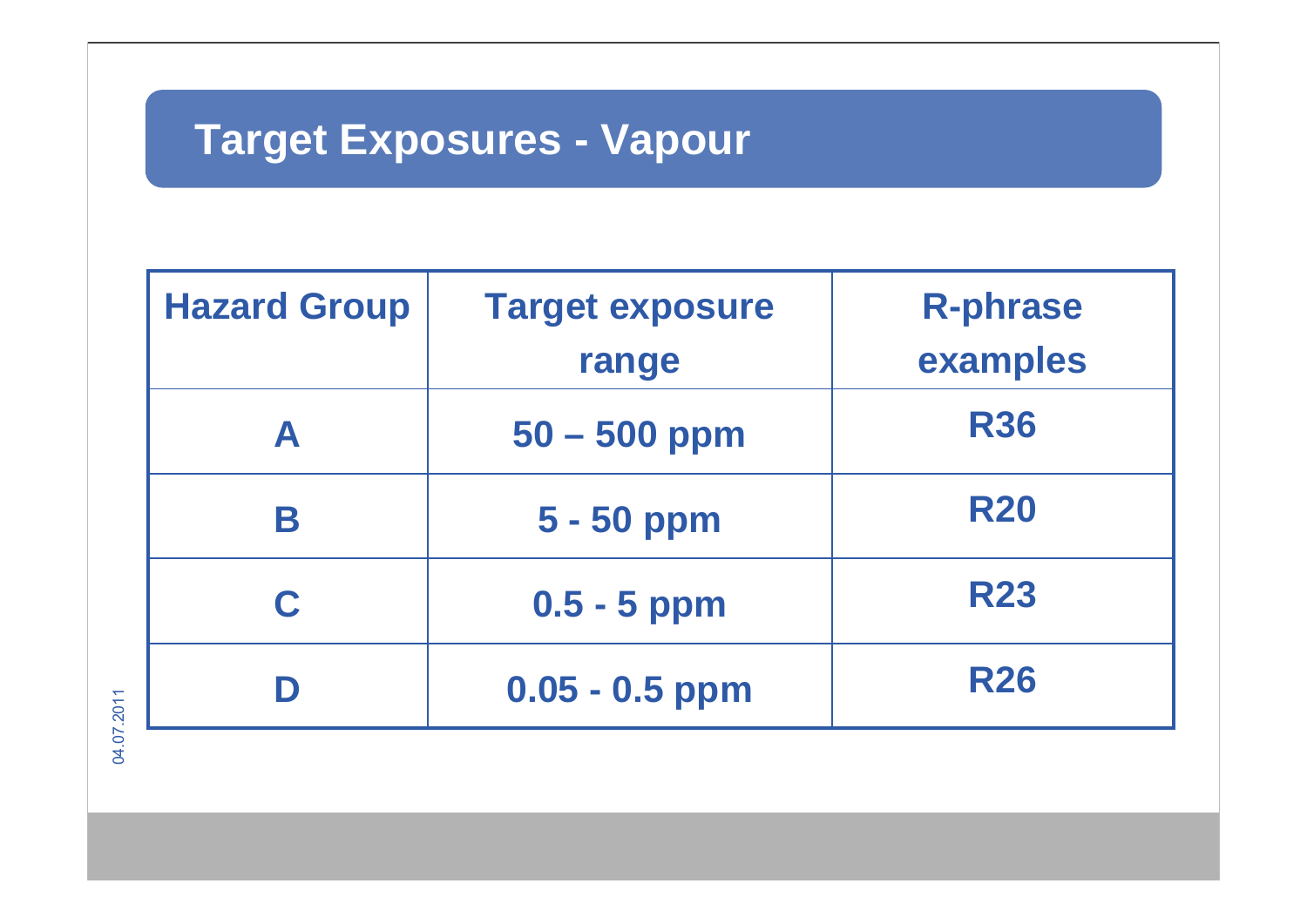# Target Exposures - Vapour

| Hazard Group | Target exposure range | R-phrase examples |
| --- | --- | --- |
| A | 50 – 500 ppm | R36 |
| B | 5 - 50 ppm | R20 |
| C | 0.5 - 5 ppm | R23 |
| D | 0.05 - 0.5 ppm | R26 |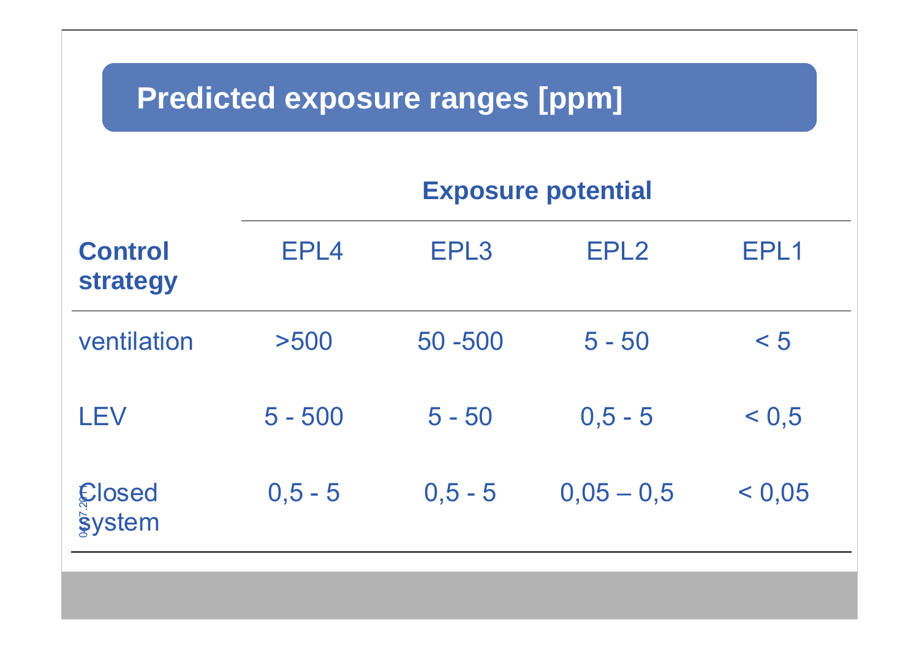# Predicted exposure ranges [ppm]

| Control strategy | Exposure potential | | | |
|---|---|---|---|---|
| | EPL4 | EPL3 | EPL2 | EPL1 |
| ventilation | >500 | 50 -500 | 5 - 50 | < 5 |
| LEV | 5 - 500 | 5 - 50 | 0,5 - 5 | < 0,5 |
| Closed system | 0,5 - 5 | 0,5 - 5 | 0,05 – 0,5 | < 0,05 |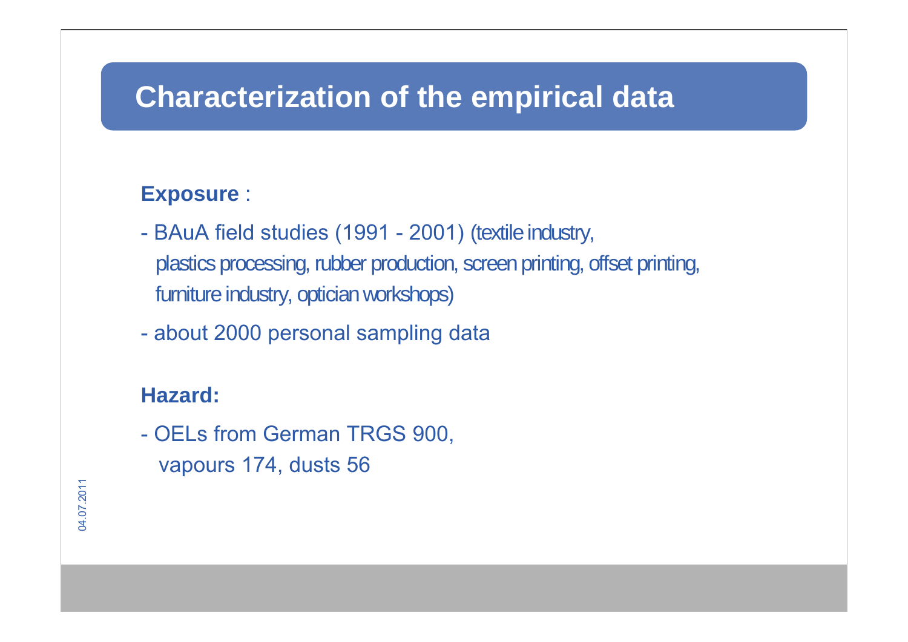# Characterization of the empirical data

**Exposure** :

- BAuA field studies (1991 - 2001) (textile industry, plastics processing, rubber production, screen printing, offset printing, furniture industry, optician workshops)
- about 2000 personal sampling data

**Hazard:**

- OELs from German TRGS 900, vapours 174, dusts 56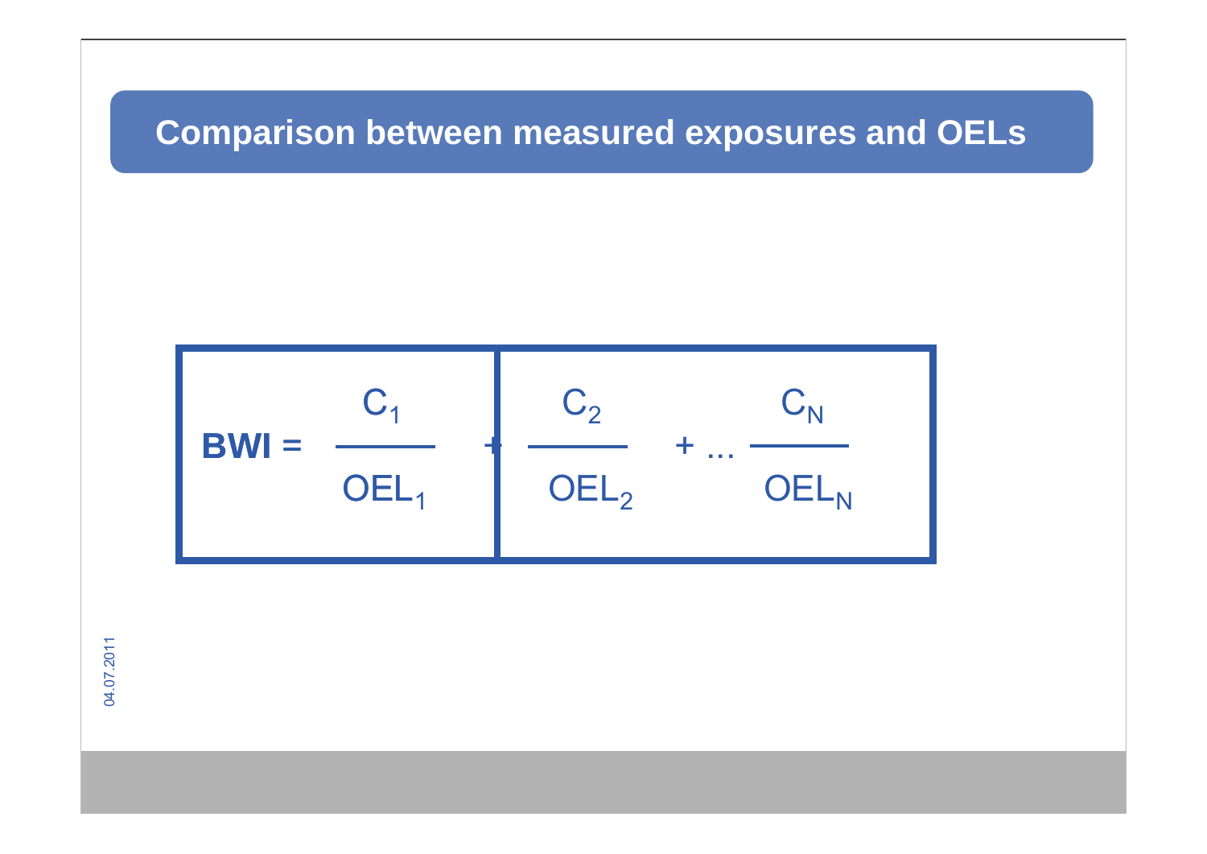# Comparison between measured exposures and OELs

$$\textbf{BWI} = \frac{C_1}{OEL_1} + \frac{C_2}{OEL_2} + \ldots \frac{C_N}{OEL_N}$$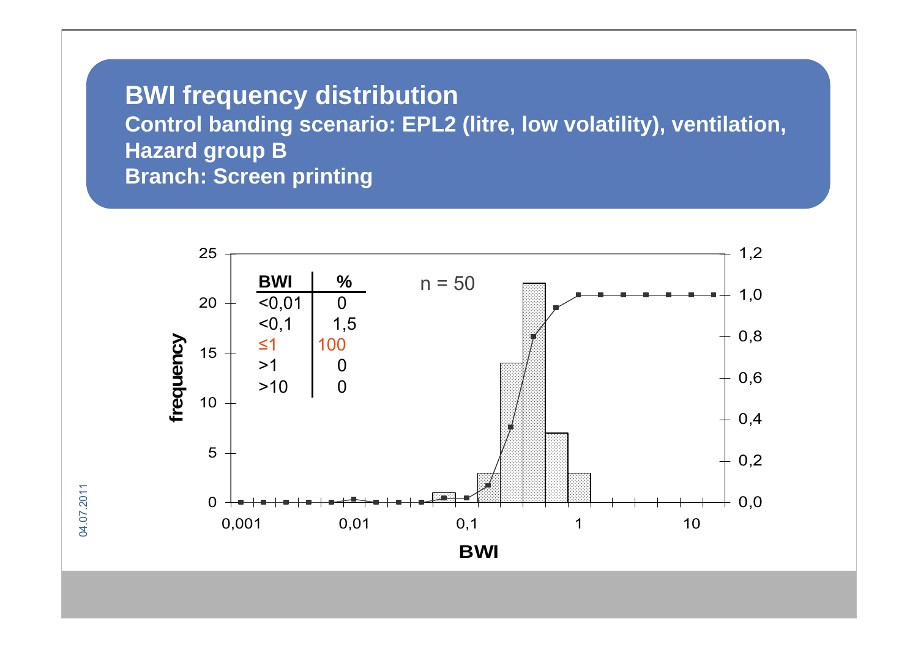# BWI frequency distribution

**Control banding scenario: EPL2 (litre, low volatility), ventilation, Hazard group B**

**Branch: Screen printing**

| BWI | % |
|---|---|
| <0,01 | 0 |
| <0,1 | 1,5 |
| ≤1 | 100 |
| >1 | 0 |
| >10 | 0 |

n = 50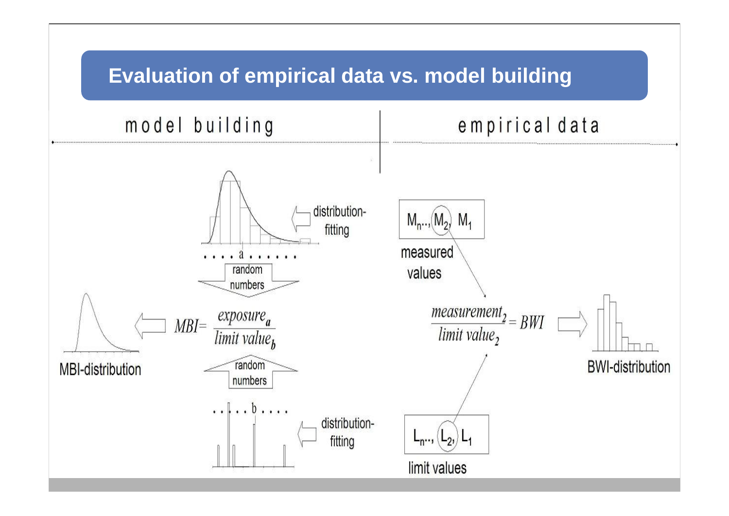# Evaluation of empirical data vs. model building

## model building

distribution-fitting

. . . . a . . . . . . .

random numbers

$$MBI = \frac{exposure_a}{limit\ value_b}$$

MBI-distribution

random numbers

. . . . . b . . . . .

distribution-fitting

## empirical data

$M_n.., M_2, M_1$

measured values

$$\frac{measurement_2}{limit\ value_2} = BWI$$

BWI-distribution

$L_n.., L_2, L_1$

limit values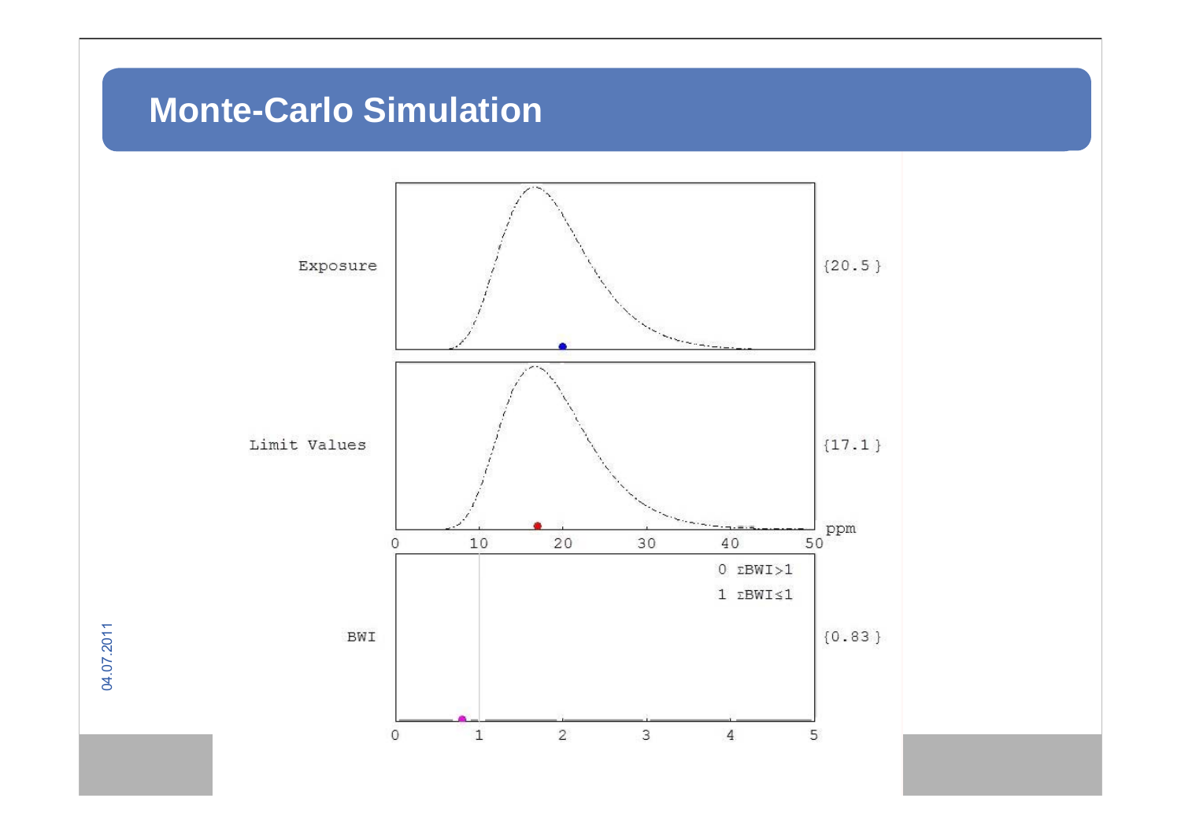# Monte-Carlo Simulation

Exposure {20.5 }

Limit Values {17.1 }

ppm

0 10 20 30 40 50

0 ΣBWI>1

1 ΣBWI≤1

BWI {0.83 }

0 1 2 3 4 5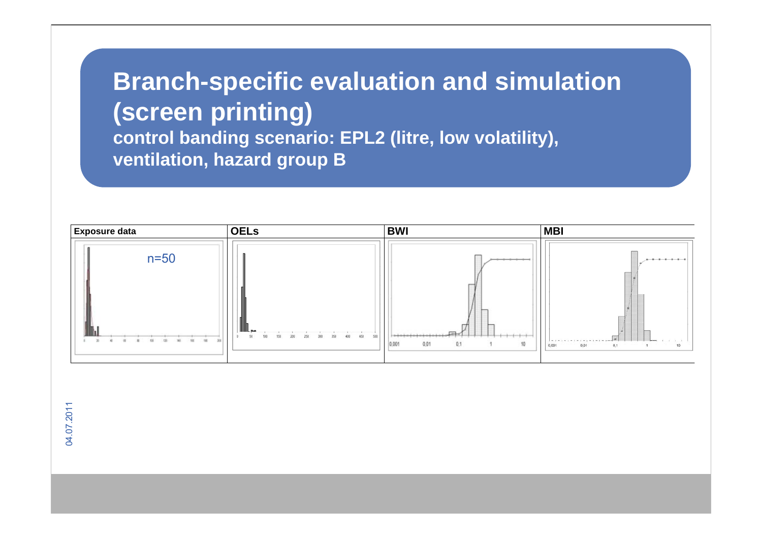# Branch-specific evaluation and simulation (screen printing)

**control banding scenario: EPL2 (litre, low volatility), ventilation, hazard group B**

| Exposure data | OELs | BWI | MBI |
| --- | --- | --- | --- |
| n=50 | | | |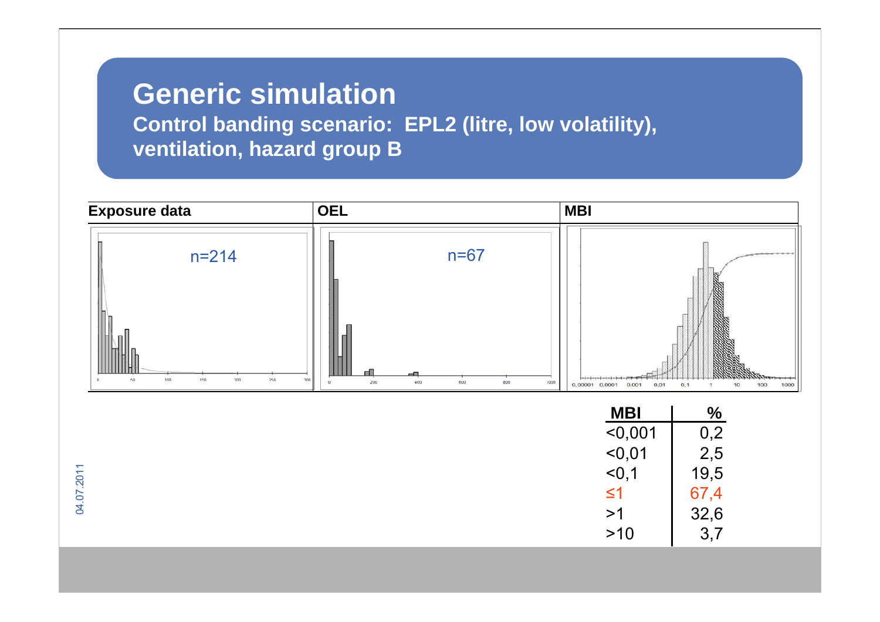# Generic simulation

**Control banding scenario: EPL2 (litre, low volatility), ventilation, hazard group B**

| Exposure data | OEL | MBI |
|---|---|---|
| n=214 | n=67 | |

| MBI | % |
|---|---|
| <0,001 | 0,2 |
| <0,01 | 2,5 |
| <0,1 | 19,5 |
| ≤1 | 67,4 |
| >1 | 32,6 |
| >10 | 3,7 |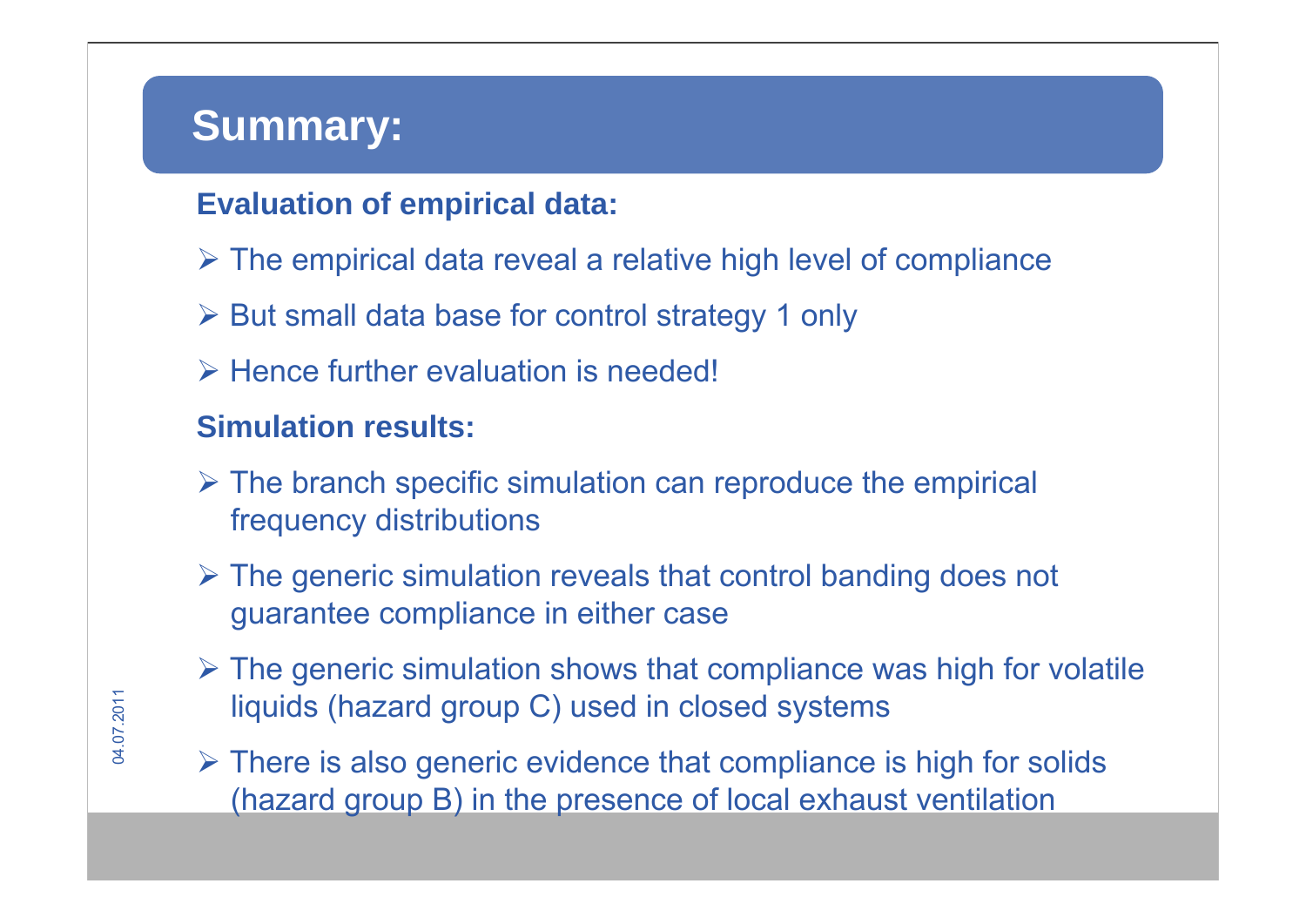# Summary:

**Evaluation of empirical data:**

- The empirical data reveal a relative high level of compliance
- But small data base for control strategy 1 only
- Hence further evaluation is needed!

**Simulation results:**

- The branch specific simulation can reproduce the empirical frequency distributions
- The generic simulation reveals that control banding does not guarantee compliance in either case
- The generic simulation shows that compliance was high for volatile liquids (hazard group C) used in closed systems
- There is also generic evidence that compliance is high for solids (hazard group B) in the presence of local exhaust ventilation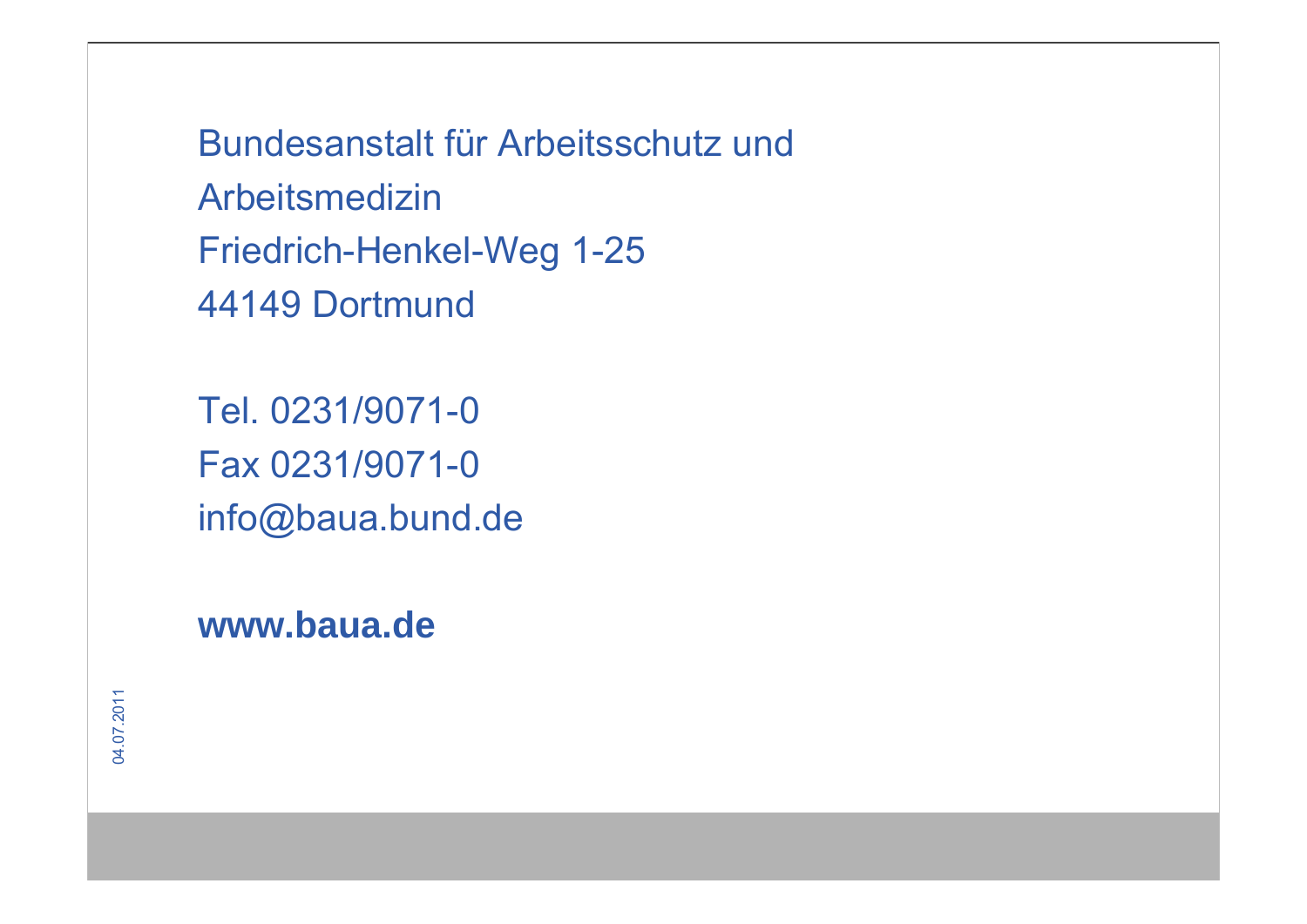Bundesanstalt für Arbeitsschutz und
Arbeitsmedizin
Friedrich-Henkel-Weg 1-25
44149 Dortmund

Tel. 0231/9071-0
Fax 0231/9071-0
info@baua.bund.de

**www.baua.de**